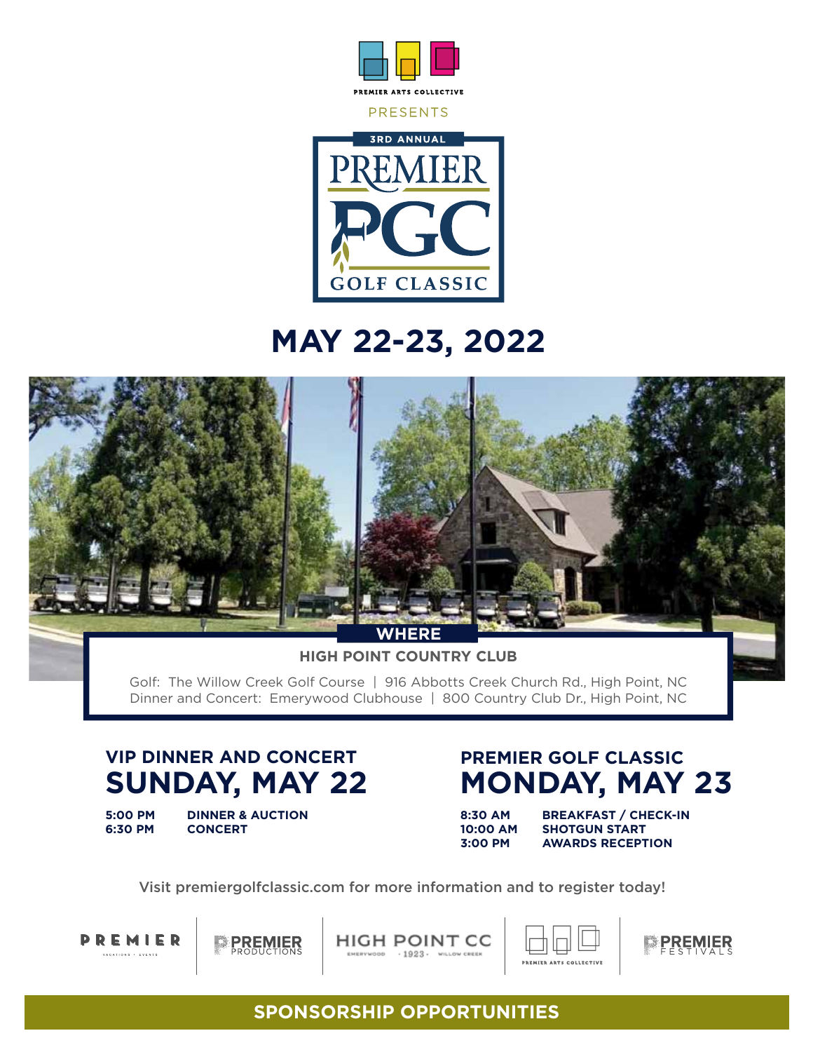PREMIER ARTS COLLECTIVE

PRESENTS

3RD ANNUAL

# PREMIER PGC GOLF CLASSIC

## MAY 22-23, 2022

### WHERE

**HIGH POINT COUNTRY CLUB**

Golf: The Willow Creek Golf Course | 916 Abbotts Creek Church Rd., High Point, NC
Dinner and Concert: Emerywood Clubhouse | 800 Country Club Dr., High Point, NC

### VIP DINNER AND CONCERT
## SUNDAY, MAY 22

| | |
|---|---|
| **5:00 PM** | **DINNER & AUCTION** |
| **6:30 PM** | **CONCERT** |

### PREMIER GOLF CLASSIC
## MONDAY, MAY 23

| | |
|---|---|
| **8:30 AM** | **BREAKFAST / CHECK-IN** |
| **10:00 AM** | **SHOTGUN START** |
| **3:00 PM** | **AWARDS RECEPTION** |

Visit premiergolfclassic.com for more information and to register today!

PREMIER VACATIONS · EVENTS | PREMIER PRODUCTIONS | HIGH POINT CC EMERYWOOD · 1923 · WILLOW CREEK | PREMIER ARTS COLLECTIVE | PREMIER FESTIVALS

**SPONSORSHIP OPPORTUNITIES**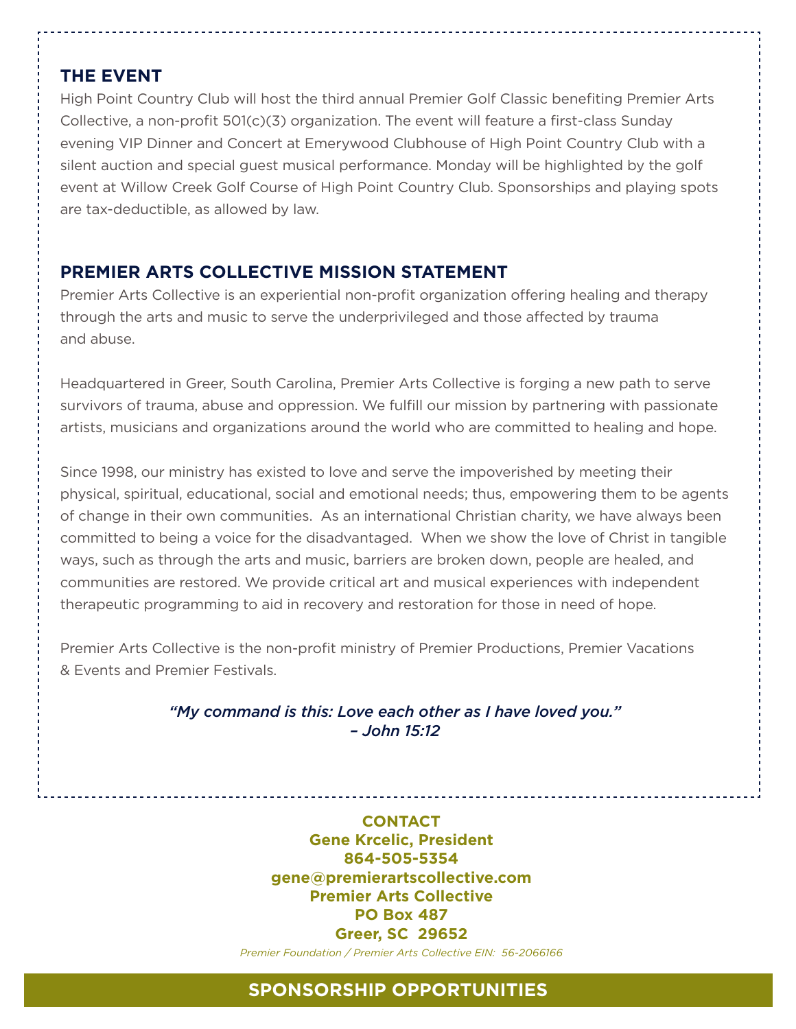## THE EVENT

High Point Country Club will host the third annual Premier Golf Classic benefiting Premier Arts Collective, a non-profit 501(c)(3) organization. The event will feature a first-class Sunday evening VIP Dinner and Concert at Emerywood Clubhouse of High Point Country Club with a silent auction and special guest musical performance. Monday will be highlighted by the golf event at Willow Creek Golf Course of High Point Country Club. Sponsorships and playing spots are tax-deductible, as allowed by law.

## PREMIER ARTS COLLECTIVE MISSION STATEMENT

Premier Arts Collective is an experiential non-profit organization offering healing and therapy through the arts and music to serve the underprivileged and those affected by trauma and abuse.

Headquartered in Greer, South Carolina, Premier Arts Collective is forging a new path to serve survivors of trauma, abuse and oppression. We fulfill our mission by partnering with passionate artists, musicians and organizations around the world who are committed to healing and hope.

Since 1998, our ministry has existed to love and serve the impoverished by meeting their physical, spiritual, educational, social and emotional needs; thus, empowering them to be agents of change in their own communities. As an international Christian charity, we have always been committed to being a voice for the disadvantaged. When we show the love of Christ in tangible ways, such as through the arts and music, barriers are broken down, people are healed, and communities are restored. We provide critical art and musical experiences with independent therapeutic programming to aid in recovery and restoration for those in need of hope.

Premier Arts Collective is the non-profit ministry of Premier Productions, Premier Vacations & Events and Premier Festivals.

*"My command is this: Love each other as I have loved you."*
*– John 15:12*

**CONTACT**
**Gene Krcelic, President**
**864-505-5354**
**gene@premierartscollective.com**
**Premier Arts Collective**
**PO Box 487**
**Greer, SC 29652**

*Premier Foundation / Premier Arts Collective EIN: 56-2066166*

## SPONSORSHIP OPPORTUNITIES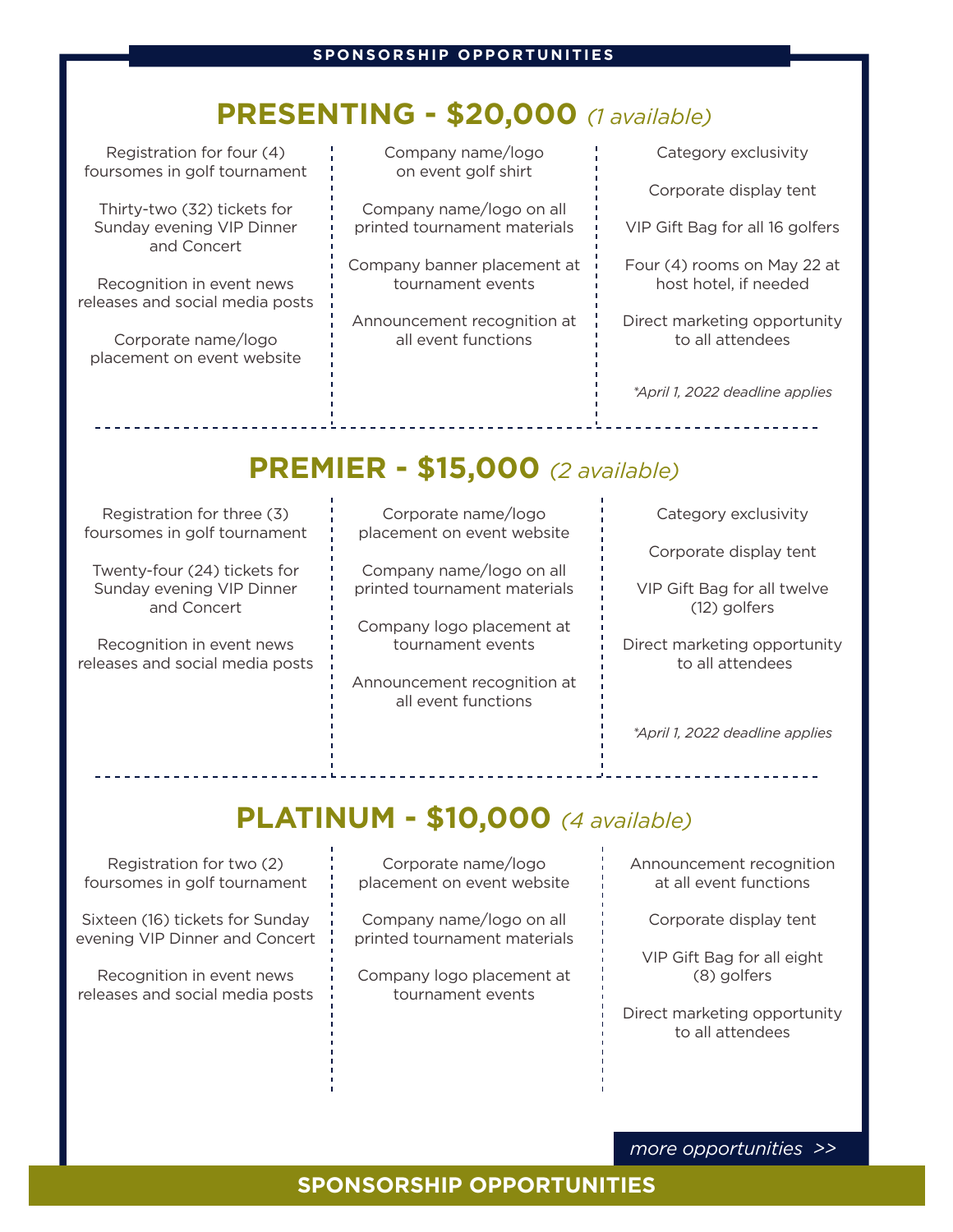SPONSORSHIP OPPORTUNITIES

## PRESENTING - $20,000 *(1 available)*

Registration for four (4) foursomes in golf tournament

Thirty-two (32) tickets for Sunday evening VIP Dinner and Concert

Recognition in event news releases and social media posts

Corporate name/logo placement on event website

Company name/logo on event golf shirt

Company name/logo on all printed tournament materials

Company banner placement at tournament events

Announcement recognition at all event functions

Category exclusivity

Corporate display tent

VIP Gift Bag for all 16 golfers

Four (4) rooms on May 22 at host hotel, if needed

Direct marketing opportunity to all attendees

*\*April 1, 2022 deadline applies*

## PREMIER - $15,000 *(2 available)*

Registration for three (3) foursomes in golf tournament

Twenty-four (24) tickets for Sunday evening VIP Dinner and Concert

Recognition in event news releases and social media posts

Corporate name/logo placement on event website

Company name/logo on all printed tournament materials

Company logo placement at tournament events

Announcement recognition at all event functions

Category exclusivity

Corporate display tent

VIP Gift Bag for all twelve (12) golfers

Direct marketing opportunity to all attendees

*\*April 1, 2022 deadline applies*

## PLATINUM - $10,000 *(4 available)*

Registration for two (2) foursomes in golf tournament

Sixteen (16) tickets for Sunday evening VIP Dinner and Concert

Recognition in event news releases and social media posts

Corporate name/logo placement on event website

Company name/logo on all printed tournament materials

Company logo placement at tournament events

Announcement recognition at all event functions

Corporate display tent

VIP Gift Bag for all eight (8) golfers

Direct marketing opportunity to all attendees

*more opportunities >>*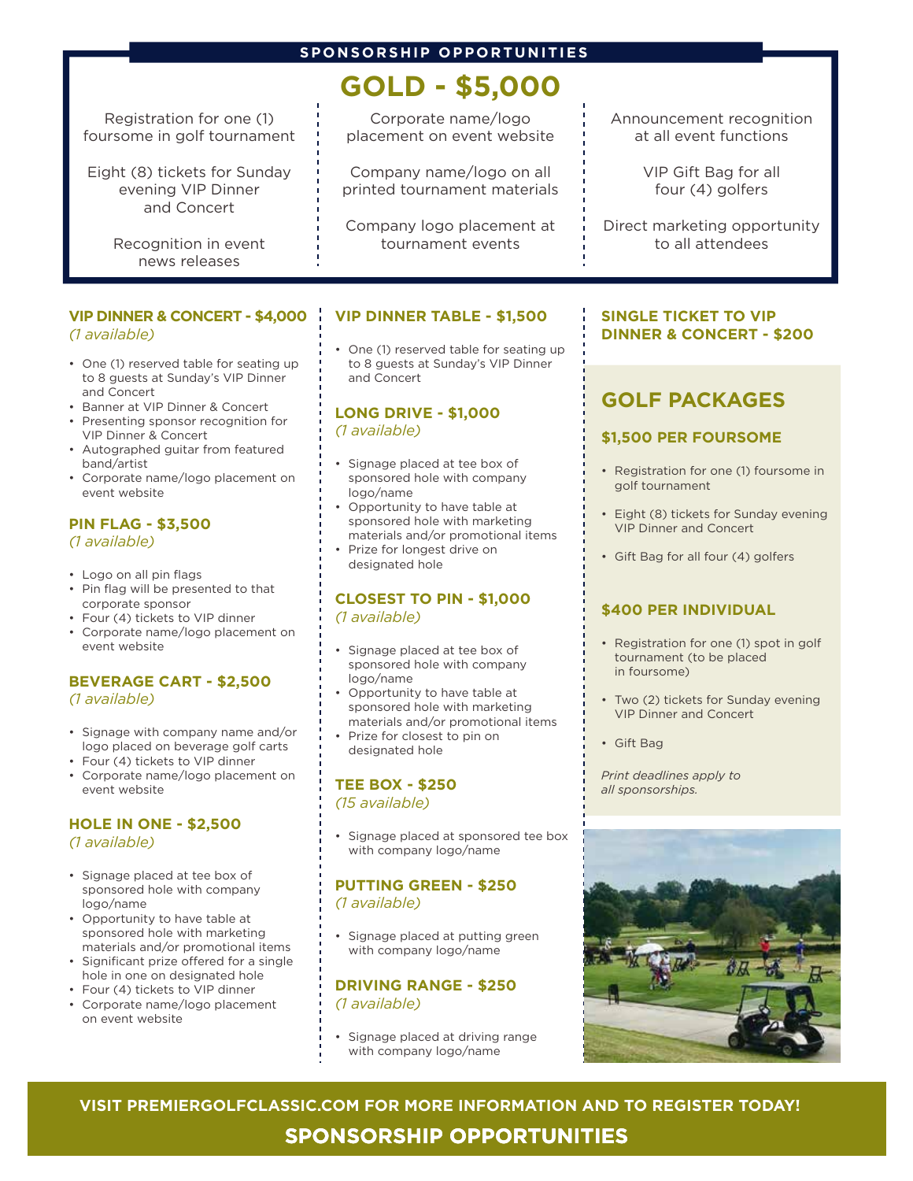## SPONSORSHIP OPPORTUNITIES

# GOLD - $5,000

Registration for one (1) foursome in golf tournament

Eight (8) tickets for Sunday evening VIP Dinner and Concert

Recognition in event news releases

Corporate name/logo placement on event website

Company name/logo on all printed tournament materials

Company logo placement at tournament events

Announcement recognition at all event functions

VIP Gift Bag for all four (4) golfers

Direct marketing opportunity to all attendees

### VIP DINNER & CONCERT - $4,000

*(1 available)*

- One (1) reserved table for seating up to 8 guests at Sunday's VIP Dinner and Concert
- Banner at VIP Dinner & Concert
- Presenting sponsor recognition for VIP Dinner & Concert
- Autographed guitar from featured band/artist
- Corporate name/logo placement on event website

### PIN FLAG - $3,500

*(1 available)*

- Logo on all pin flags
- Pin flag will be presented to that corporate sponsor
- Four (4) tickets to VIP dinner
- Corporate name/logo placement on event website

### BEVERAGE CART - $2,500

*(1 available)*

- Signage with company name and/or logo placed on beverage golf carts
- Four (4) tickets to VIP dinner
- Corporate name/logo placement on event website

### HOLE IN ONE - $2,500

*(1 available)*

- Signage placed at tee box of sponsored hole with company logo/name
- Opportunity to have table at sponsored hole with marketing materials and/or promotional items
- Significant prize offered for a single hole in one on designated hole
- Four (4) tickets to VIP dinner
- Corporate name/logo placement on event website

### VIP DINNER TABLE - $1,500

- One (1) reserved table for seating up to 8 guests at Sunday's VIP Dinner and Concert

### LONG DRIVE - $1,000

*(1 available)*

- Signage placed at tee box of sponsored hole with company logo/name
- Opportunity to have table at sponsored hole with marketing materials and/or promotional items
- Prize for longest drive on designated hole

### CLOSEST TO PIN - $1,000

*(1 available)*

- Signage placed at tee box of sponsored hole with company logo/name
- Opportunity to have table at sponsored hole with marketing materials and/or promotional items
- Prize for closest to pin on designated hole

### TEE BOX - $250

*(15 available)*

- Signage placed at sponsored tee box with company logo/name

### PUTTING GREEN - $250

*(1 available)*

- Signage placed at putting green with company logo/name

### DRIVING RANGE - $250

*(1 available)*

- Signage placed at driving range with company logo/name

### SINGLE TICKET TO VIP DINNER & CONCERT - $200

## GOLF PACKAGES

### $1,500 PER FOURSOME

- Registration for one (1) foursome in golf tournament
- Eight (8) tickets for Sunday evening VIP Dinner and Concert
- Gift Bag for all four (4) golfers

### $400 PER INDIVIDUAL

- Registration for one (1) spot in golf tournament (to be placed in foursome)
- Two (2) tickets for Sunday evening VIP Dinner and Concert
- Gift Bag

*Print deadlines apply to all sponsorships.*

**VISIT PREMIERGOLFCLASSIC.COM FOR MORE INFORMATION AND TO REGISTER TODAY!**

**SPONSORSHIP OPPORTUNITIES**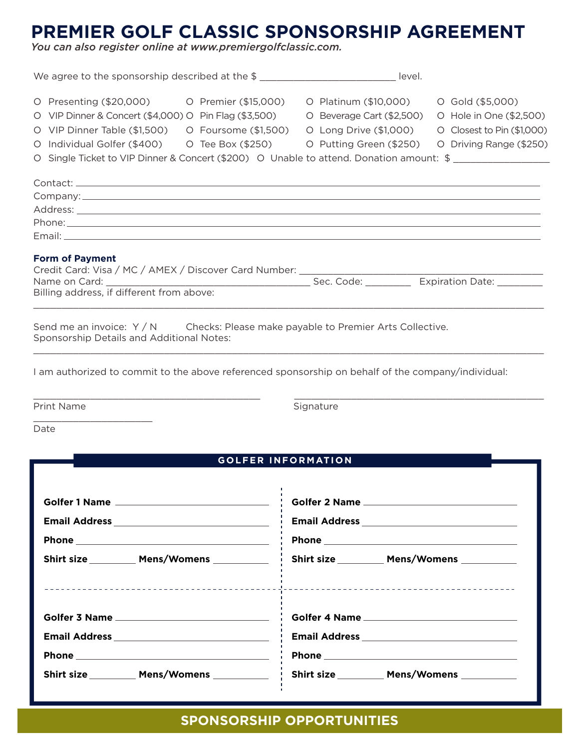# PREMIER GOLF CLASSIC SPONSORSHIP AGREEMENT

*You can also register online at www.premiergolfclassic.com.*

We agree to the sponsorship described at the $ ________________________ level.

O Presenting ($20,000) O Premier ($15,000) O Platinum ($10,000) O Gold ($5,000)
O VIP Dinner & Concert ($4,000) O Pin Flag ($3,500) O Beverage Cart ($2,500) O Hole in One ($2,500)
O VIP Dinner Table ($1,500) O Foursome ($1,500) O Long Drive ($1,000) O Closest to Pin ($1,000)
O Individual Golfer ($400) O Tee Box ($250) O Putting Green ($250) O Driving Range ($250)
O Single Ticket to VIP Dinner & Concert ($200) O Unable to attend. Donation amount: $ _________________

Contact: ____________________________________________
Company: ____________________________________________
Address: ____________________________________________
Phone: ____________________________________________
Email: ____________________________________________

**Form of Payment**

Credit Card: Visa / MC / AMEX / Discover Card Number: ______________________________
Name on Card: ____________________________ Sec. Code: ________ Expiration Date: ________
Billing address, if different from above:
____________________________________________

Send me an invoice: Y / N Checks: Please make payable to Premier Arts Collective.
Sponsorship Details and Additional Notes:
____________________________________________

I am authorized to commit to the above referenced sponsorship on behalf of the company/individual:

______________________________ ______________________________
Print Name Signature

______________________
Date

## GOLFER INFORMATION

**Golfer 1 Name** ______________________________
**Email Address** ______________________________
**Phone** ______________________________
**Shirt size** ________ **Mens/Womens** __________

**Golfer 2 Name** ______________________________
**Email Address** ______________________________
**Phone** ______________________________
**Shirt size** ________ **Mens/Womens** __________

**Golfer 3 Name** ______________________________
**Email Address** ______________________________
**Phone** ______________________________
**Shirt size** ________ **Mens/Womens** __________

**Golfer 4 Name** ______________________________
**Email Address** ______________________________
**Phone** ______________________________
**Shirt size** ________ **Mens/Womens** __________

## SPONSORSHIP OPPORTUNITIES